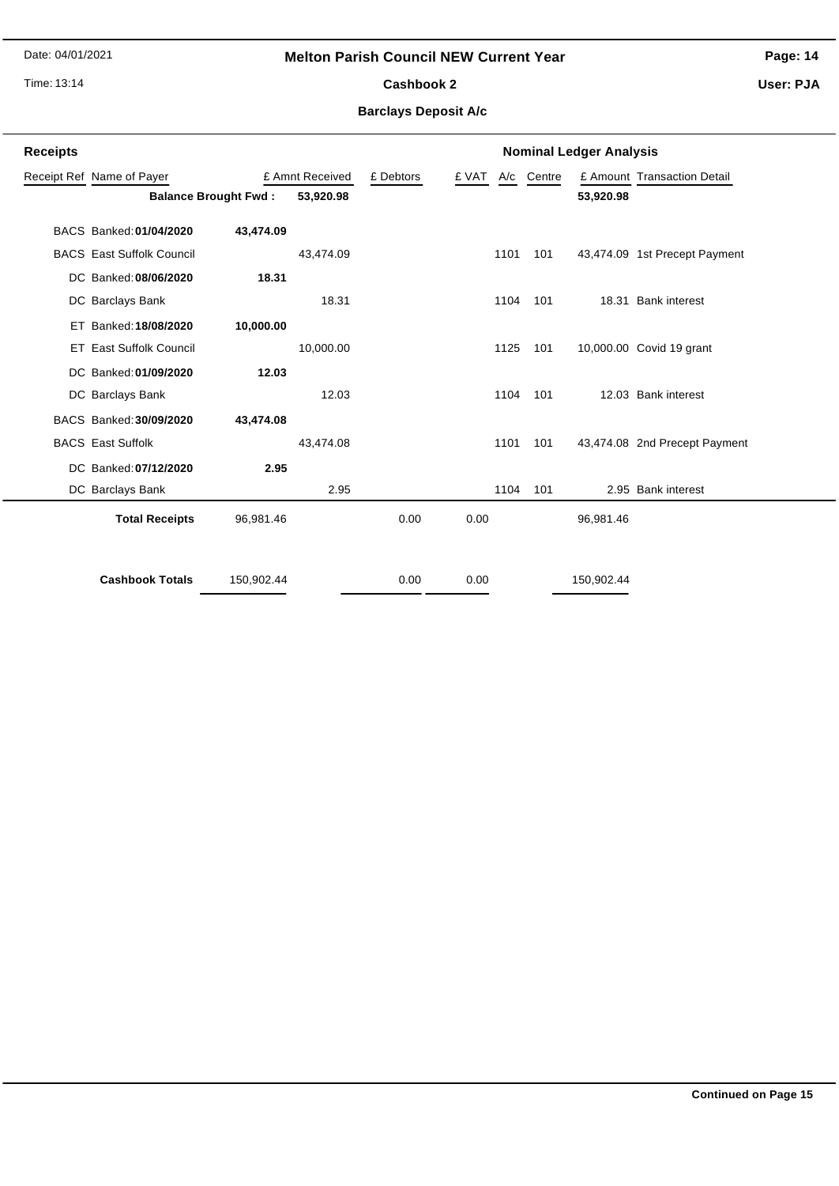# Melton Parish Council NEW Current Year

## Cashbook 2

### Barclays Deposit A/c

Date: 04/01/2021

Time: 13:14

User: PJA

**Receipts** — **Nominal Ledger Analysis**

| Receipt Ref | Name of Payer | | £ Amnt Received | £ Debtors | £ VAT | A/c | Centre | £ Amount | Transaction Detail |
|---|---|---|---|---|---|---|---|---|---|
| | **Balance Brought Fwd :** | | **53,920.98** | | | | | **53,920.98** | |
| BACS | Banked: **01/04/2020** | **43,474.09** | | | | | | | |
| BACS | East Suffolk Council | | 43,474.09 | | | 1101 | 101 | 43,474.09 | 1st Precept Payment |
| DC | Banked: **08/06/2020** | **18.31** | | | | | | | |
| DC | Barclays Bank | | 18.31 | | | 1104 | 101 | 18.31 | Bank interest |
| ET | Banked: **18/08/2020** | **10,000.00** | | | | | | | |
| ET | East Suffolk Council | | 10,000.00 | | | 1125 | 101 | 10,000.00 | Covid 19 grant |
| DC | Banked: **01/09/2020** | **12.03** | | | | | | | |
| DC | Barclays Bank | | 12.03 | | | 1104 | 101 | 12.03 | Bank interest |
| BACS | Banked: **30/09/2020** | **43,474.08** | | | | | | | |
| BACS | East Suffolk | | 43,474.08 | | | 1101 | 101 | 43,474.08 | 2nd Precept Payment |
| DC | Banked: **07/12/2020** | **2.95** | | | | | | | |
| DC | Barclays Bank | | 2.95 | | | 1104 | 101 | 2.95 | Bank interest |
| | **Total Receipts** | 96,981.46 | | 0.00 | 0.00 | | | 96,981.46 | |
| | **Cashbook Totals** | 150,902.44 | | 0.00 | 0.00 | | | 150,902.44 | |

**Continued on Page 15**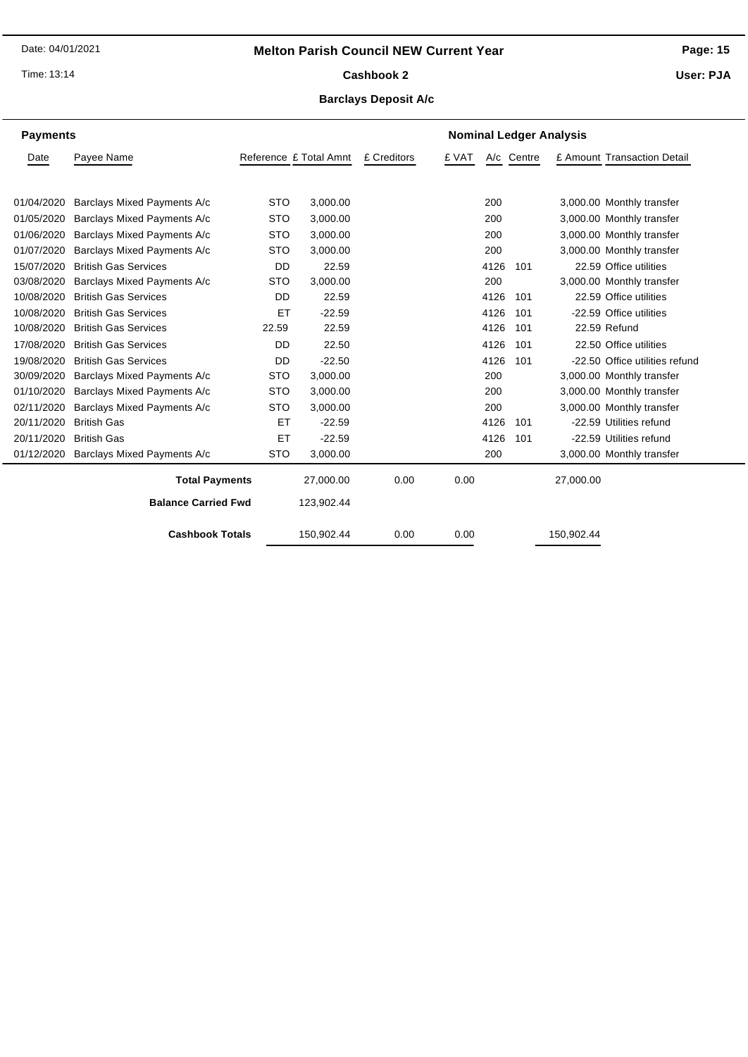# Melton Parish Council NEW Current Year

## Cashbook 2

### Barclays Deposit A/c

**Payments** — **Nominal Ledger Analysis**

| Date | Payee Name | Reference | £ Total Amnt | £ Creditors | £ VAT | A/c | Centre | £ Amount | Transaction Detail |
|---|---|---|---|---|---|---|---|---|---|
| 01/04/2020 | Barclays Mixed Payments A/c | STO | 3,000.00 | | | 200 | | 3,000.00 | Monthly transfer |
| 01/05/2020 | Barclays Mixed Payments A/c | STO | 3,000.00 | | | 200 | | 3,000.00 | Monthly transfer |
| 01/06/2020 | Barclays Mixed Payments A/c | STO | 3,000.00 | | | 200 | | 3,000.00 | Monthly transfer |
| 01/07/2020 | Barclays Mixed Payments A/c | STO | 3,000.00 | | | 200 | | 3,000.00 | Monthly transfer |
| 15/07/2020 | British Gas Services | DD | 22.59 | | | 4126 | 101 | 22.59 | Office utilities |
| 03/08/2020 | Barclays Mixed Payments A/c | STO | 3,000.00 | | | 200 | | 3,000.00 | Monthly transfer |
| 10/08/2020 | British Gas Services | DD | 22.59 | | | 4126 | 101 | 22.59 | Office utilities |
| 10/08/2020 | British Gas Services | ET | -22.59 | | | 4126 | 101 | -22.59 | Office utilities |
| 10/08/2020 | British Gas Services | 22.59 | 22.59 | | | 4126 | 101 | 22.59 | Refund |
| 17/08/2020 | British Gas Services | DD | 22.50 | | | 4126 | 101 | 22.50 | Office utilities |
| 19/08/2020 | British Gas Services | DD | -22.50 | | | 4126 | 101 | -22.50 | Office utilities refund |
| 30/09/2020 | Barclays Mixed Payments A/c | STO | 3,000.00 | | | 200 | | 3,000.00 | Monthly transfer |
| 01/10/2020 | Barclays Mixed Payments A/c | STO | 3,000.00 | | | 200 | | 3,000.00 | Monthly transfer |
| 02/11/2020 | Barclays Mixed Payments A/c | STO | 3,000.00 | | | 200 | | 3,000.00 | Monthly transfer |
| 20/11/2020 | British Gas | ET | -22.59 | | | 4126 | 101 | -22.59 | Utilities refund |
| 20/11/2020 | British Gas | ET | -22.59 | | | 4126 | 101 | -22.59 | Utilities refund |
| 01/12/2020 | Barclays Mixed Payments A/c | STO | 3,000.00 | | | 200 | | 3,000.00 | Monthly transfer |
| | **Total Payments** | | 27,000.00 | 0.00 | 0.00 | | | 27,000.00 | |
| | **Balance Carried Fwd** | | 123,902.44 | | | | | | |
| | **Cashbook Totals** | | 150,902.44 | 0.00 | 0.00 | | | 150,902.44 | |